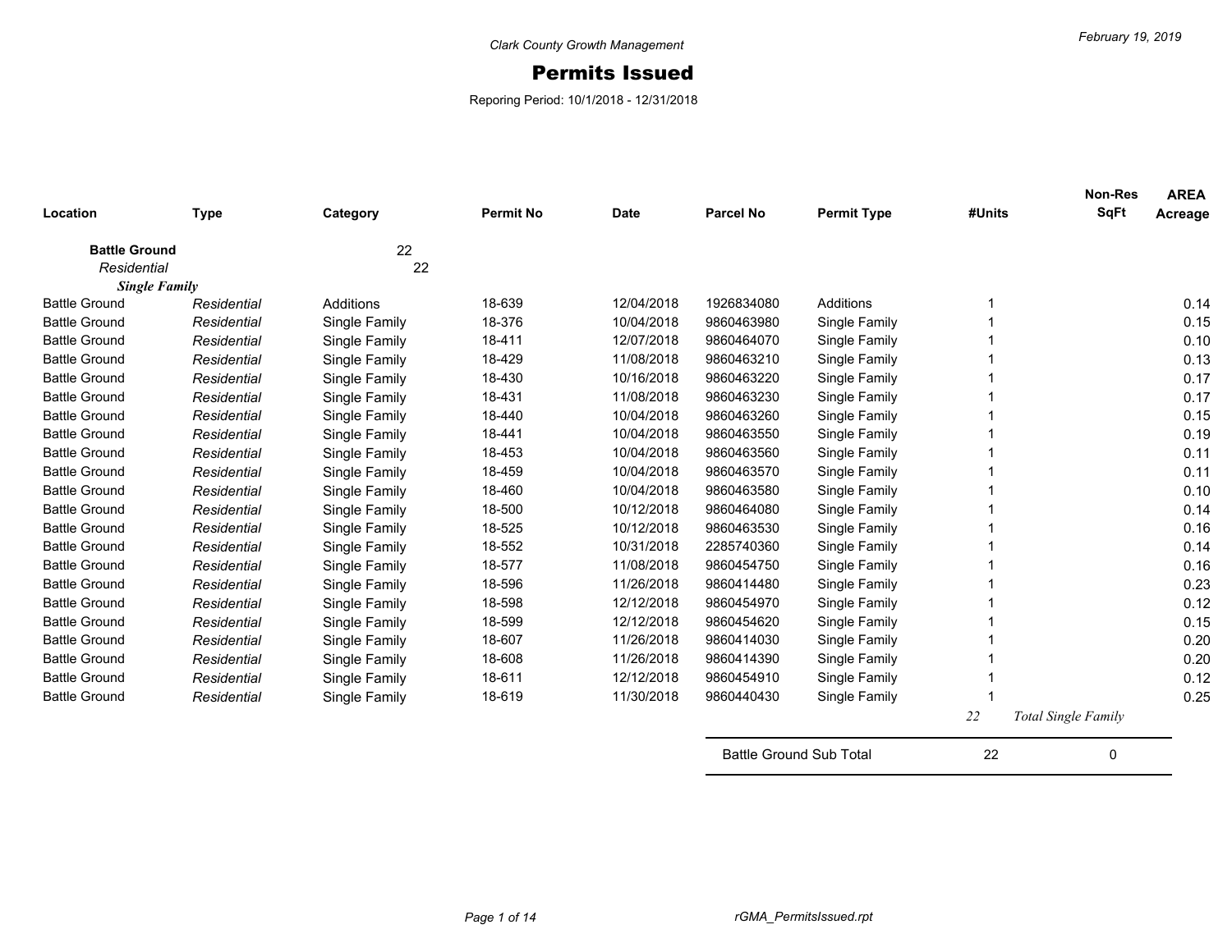Clark County Growth Management

# Permits Issued

Reporing Period: 10/1/2018 - 12/31/2018

February 19, 2019

| Location | Type | Category | Permit No | Date | Parcel No | Permit Type | #Units | Non-Res SqFt | AREA Acreage |
|---|---|---|---|---|---|---|---|---|---|
| **Battle Ground** | | 22 | | | | | | | |
| *Residential* | | 22 | | | | | | | |
| ***Single Family*** | | | | | | | | | |
| Battle Ground | *Residential* | Additions | 18-639 | 12/04/2018 | 1926834080 | Additions | 1 | | 0.14 |
| Battle Ground | *Residential* | Single Family | 18-376 | 10/04/2018 | 9860463980 | Single Family | 1 | | 0.15 |
| Battle Ground | *Residential* | Single Family | 18-411 | 12/07/2018 | 9860464070 | Single Family | 1 | | 0.10 |
| Battle Ground | *Residential* | Single Family | 18-429 | 11/08/2018 | 9860463210 | Single Family | 1 | | 0.13 |
| Battle Ground | *Residential* | Single Family | 18-430 | 10/16/2018 | 9860463220 | Single Family | 1 | | 0.17 |
| Battle Ground | *Residential* | Single Family | 18-431 | 11/08/2018 | 9860463230 | Single Family | 1 | | 0.17 |
| Battle Ground | *Residential* | Single Family | 18-440 | 10/04/2018 | 9860463260 | Single Family | 1 | | 0.15 |
| Battle Ground | *Residential* | Single Family | 18-441 | 10/04/2018 | 9860463550 | Single Family | 1 | | 0.19 |
| Battle Ground | *Residential* | Single Family | 18-453 | 10/04/2018 | 9860463560 | Single Family | 1 | | 0.11 |
| Battle Ground | *Residential* | Single Family | 18-459 | 10/04/2018 | 9860463570 | Single Family | 1 | | 0.11 |
| Battle Ground | *Residential* | Single Family | 18-460 | 10/04/2018 | 9860463580 | Single Family | 1 | | 0.10 |
| Battle Ground | *Residential* | Single Family | 18-500 | 10/12/2018 | 9860464080 | Single Family | 1 | | 0.14 |
| Battle Ground | *Residential* | Single Family | 18-525 | 10/12/2018 | 9860463530 | Single Family | 1 | | 0.16 |
| Battle Ground | *Residential* | Single Family | 18-552 | 10/31/2018 | 2285740360 | Single Family | 1 | | 0.14 |
| Battle Ground | *Residential* | Single Family | 18-577 | 11/08/2018 | 9860454750 | Single Family | 1 | | 0.16 |
| Battle Ground | *Residential* | Single Family | 18-596 | 11/26/2018 | 9860414480 | Single Family | 1 | | 0.23 |
| Battle Ground | *Residential* | Single Family | 18-598 | 12/12/2018 | 9860454970 | Single Family | 1 | | 0.12 |
| Battle Ground | *Residential* | Single Family | 18-599 | 12/12/2018 | 9860454620 | Single Family | 1 | | 0.15 |
| Battle Ground | *Residential* | Single Family | 18-607 | 11/26/2018 | 9860414030 | Single Family | 1 | | 0.20 |
| Battle Ground | *Residential* | Single Family | 18-608 | 11/26/2018 | 9860414390 | Single Family | 1 | | 0.20 |
| Battle Ground | *Residential* | Single Family | 18-611 | 12/12/2018 | 9860454910 | Single Family | 1 | | 0.12 |
| Battle Ground | *Residential* | Single Family | 18-619 | 11/30/2018 | 9860440430 | Single Family | 1 | | 0.25 |
| | | | | | | | *22* | *Total Single Family* | |
| | | | | | Battle Ground Sub Total | | 22 | 0 | |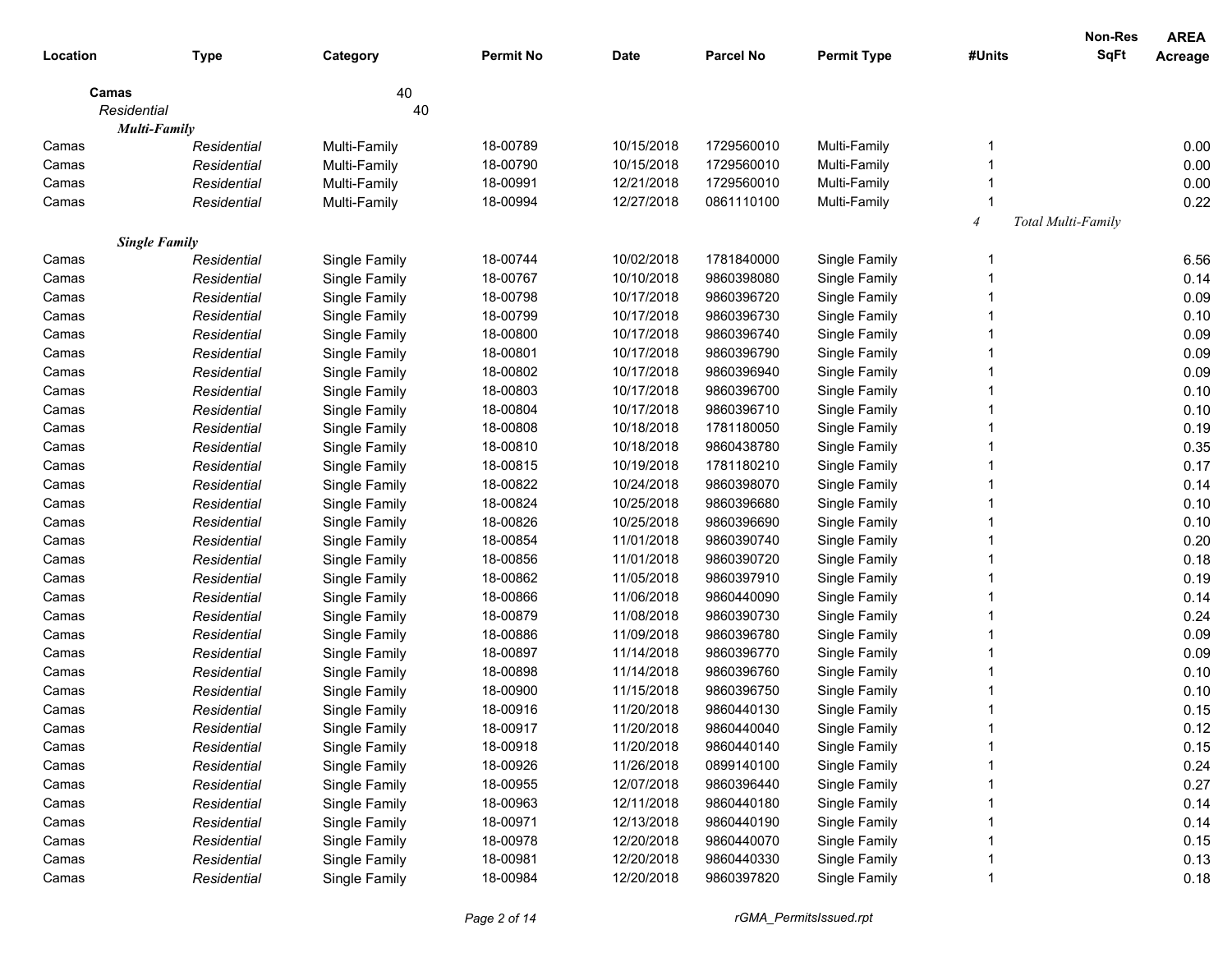| Location | Type | Category | Permit No | Date | Parcel No | Permit Type | #Units | Non-Res SqFt | AREA Acreage |
|---|---|---|---|---|---|---|---|---|---|
| **Camas** | | 40 | | | | | | | |
| *Residential* | | 40 | | | | | | | |
| ***Multi-Family*** | | | | | | | | | |
| Camas | *Residential* | Multi-Family | 18-00789 | 10/15/2018 | 1729560010 | Multi-Family | 1 | | 0.00 |
| Camas | *Residential* | Multi-Family | 18-00790 | 10/15/2018 | 1729560010 | Multi-Family | 1 | | 0.00 |
| Camas | *Residential* | Multi-Family | 18-00991 | 12/21/2018 | 1729560010 | Multi-Family | 1 | | 0.00 |
| Camas | *Residential* | Multi-Family | 18-00994 | 12/27/2018 | 0861110100 | Multi-Family | 1 | | 0.22 |
| | | | | | | | *4* | *Total Multi-Family* | |
| ***Single Family*** | | | | | | | | | |
| Camas | *Residential* | Single Family | 18-00744 | 10/02/2018 | 1781840000 | Single Family | 1 | | 6.56 |
| Camas | *Residential* | Single Family | 18-00767 | 10/10/2018 | 9860398080 | Single Family | 1 | | 0.14 |
| Camas | *Residential* | Single Family | 18-00798 | 10/17/2018 | 9860396720 | Single Family | 1 | | 0.09 |
| Camas | *Residential* | Single Family | 18-00799 | 10/17/2018 | 9860396730 | Single Family | 1 | | 0.10 |
| Camas | *Residential* | Single Family | 18-00800 | 10/17/2018 | 9860396740 | Single Family | 1 | | 0.09 |
| Camas | *Residential* | Single Family | 18-00801 | 10/17/2018 | 9860396790 | Single Family | 1 | | 0.09 |
| Camas | *Residential* | Single Family | 18-00802 | 10/17/2018 | 9860396940 | Single Family | 1 | | 0.09 |
| Camas | *Residential* | Single Family | 18-00803 | 10/17/2018 | 9860396700 | Single Family | 1 | | 0.10 |
| Camas | *Residential* | Single Family | 18-00804 | 10/17/2018 | 9860396710 | Single Family | 1 | | 0.10 |
| Camas | *Residential* | Single Family | 18-00808 | 10/18/2018 | 1781180050 | Single Family | 1 | | 0.19 |
| Camas | *Residential* | Single Family | 18-00810 | 10/18/2018 | 9860438780 | Single Family | 1 | | 0.35 |
| Camas | *Residential* | Single Family | 18-00815 | 10/19/2018 | 1781180210 | Single Family | 1 | | 0.17 |
| Camas | *Residential* | Single Family | 18-00822 | 10/24/2018 | 9860398070 | Single Family | 1 | | 0.14 |
| Camas | *Residential* | Single Family | 18-00824 | 10/25/2018 | 9860396680 | Single Family | 1 | | 0.10 |
| Camas | *Residential* | Single Family | 18-00826 | 10/25/2018 | 9860396690 | Single Family | 1 | | 0.10 |
| Camas | *Residential* | Single Family | 18-00854 | 11/01/2018 | 9860390740 | Single Family | 1 | | 0.20 |
| Camas | *Residential* | Single Family | 18-00856 | 11/01/2018 | 9860390720 | Single Family | 1 | | 0.18 |
| Camas | *Residential* | Single Family | 18-00862 | 11/05/2018 | 9860397910 | Single Family | 1 | | 0.19 |
| Camas | *Residential* | Single Family | 18-00866 | 11/06/2018 | 9860440090 | Single Family | 1 | | 0.14 |
| Camas | *Residential* | Single Family | 18-00879 | 11/08/2018 | 9860390730 | Single Family | 1 | | 0.24 |
| Camas | *Residential* | Single Family | 18-00886 | 11/09/2018 | 9860396780 | Single Family | 1 | | 0.09 |
| Camas | *Residential* | Single Family | 18-00897 | 11/14/2018 | 9860396770 | Single Family | 1 | | 0.09 |
| Camas | *Residential* | Single Family | 18-00898 | 11/14/2018 | 9860396760 | Single Family | 1 | | 0.10 |
| Camas | *Residential* | Single Family | 18-00900 | 11/15/2018 | 9860396750 | Single Family | 1 | | 0.10 |
| Camas | *Residential* | Single Family | 18-00916 | 11/20/2018 | 9860440130 | Single Family | 1 | | 0.15 |
| Camas | *Residential* | Single Family | 18-00917 | 11/20/2018 | 9860440040 | Single Family | 1 | | 0.12 |
| Camas | *Residential* | Single Family | 18-00918 | 11/20/2018 | 9860440140 | Single Family | 1 | | 0.15 |
| Camas | *Residential* | Single Family | 18-00926 | 11/26/2018 | 0899140100 | Single Family | 1 | | 0.24 |
| Camas | *Residential* | Single Family | 18-00955 | 12/07/2018 | 9860396440 | Single Family | 1 | | 0.27 |
| Camas | *Residential* | Single Family | 18-00963 | 12/11/2018 | 9860440180 | Single Family | 1 | | 0.14 |
| Camas | *Residential* | Single Family | 18-00971 | 12/13/2018 | 9860440190 | Single Family | 1 | | 0.14 |
| Camas | *Residential* | Single Family | 18-00978 | 12/20/2018 | 9860440070 | Single Family | 1 | | 0.15 |
| Camas | *Residential* | Single Family | 18-00981 | 12/20/2018 | 9860440330 | Single Family | 1 | | 0.13 |
| Camas | *Residential* | Single Family | 18-00984 | 12/20/2018 | 9860397820 | Single Family | 1 | | 0.18 |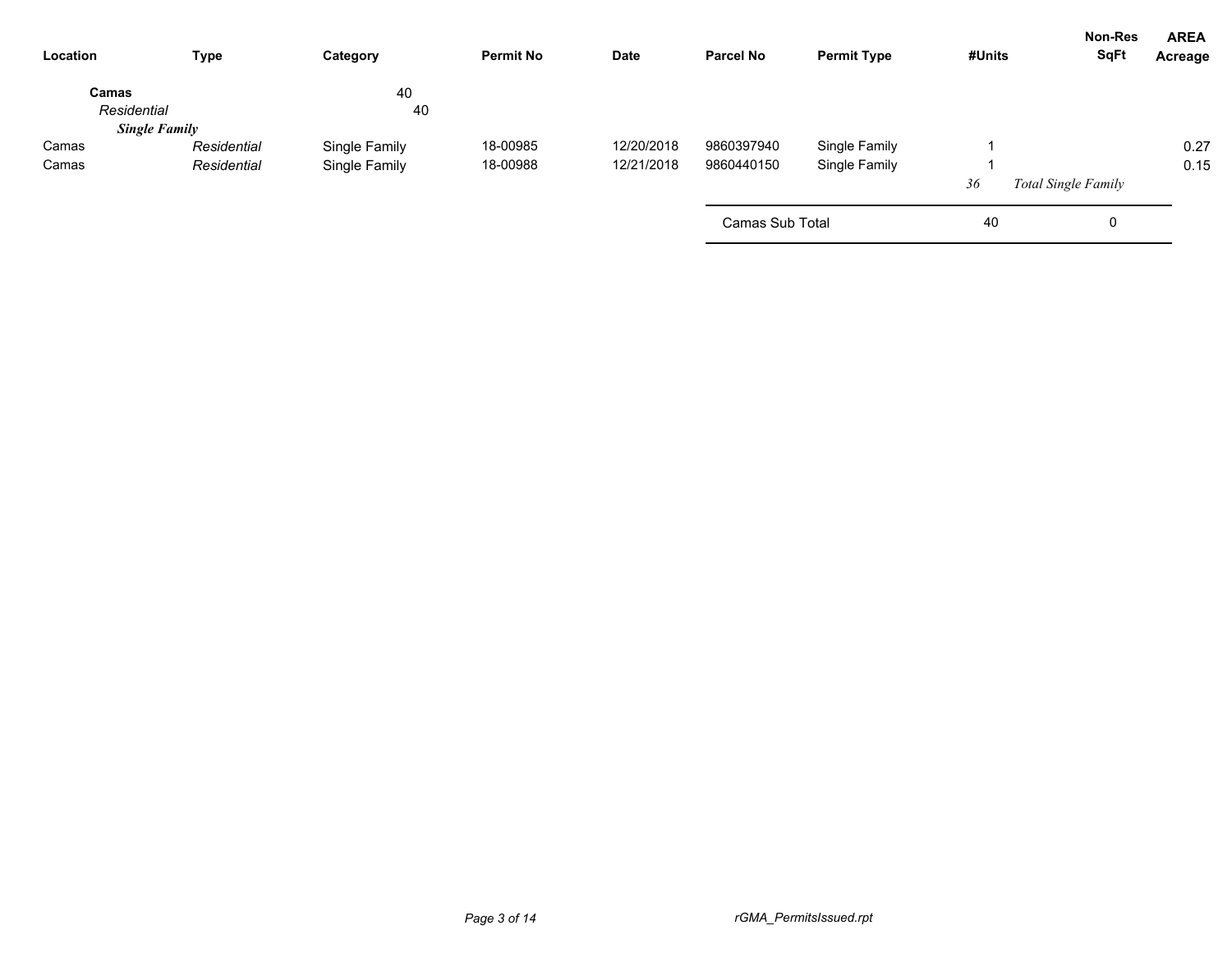| Location | Type | Category | Permit No | Date | Parcel No | Permit Type | #Units | Non-Res SqFt | AREA Acreage |
|---|---|---|---|---|---|---|---|---|---|
| **Camas** | | 40 | | | | | | | |
| *Residential* | | 40 | | | | | | | |
| ***Single Family*** | | | | | | | | | |
| Camas | *Residential* | Single Family | 18-00985 | 12/20/2018 | 9860397940 | Single Family | 1 | | 0.27 |
| Camas | *Residential* | Single Family | 18-00988 | 12/21/2018 | 9860440150 | Single Family | 1 | | 0.15 |
| | | | | | | | *36* | *Total Single Family* | |
| | | | | | Camas Sub Total | | 40 | 0 | |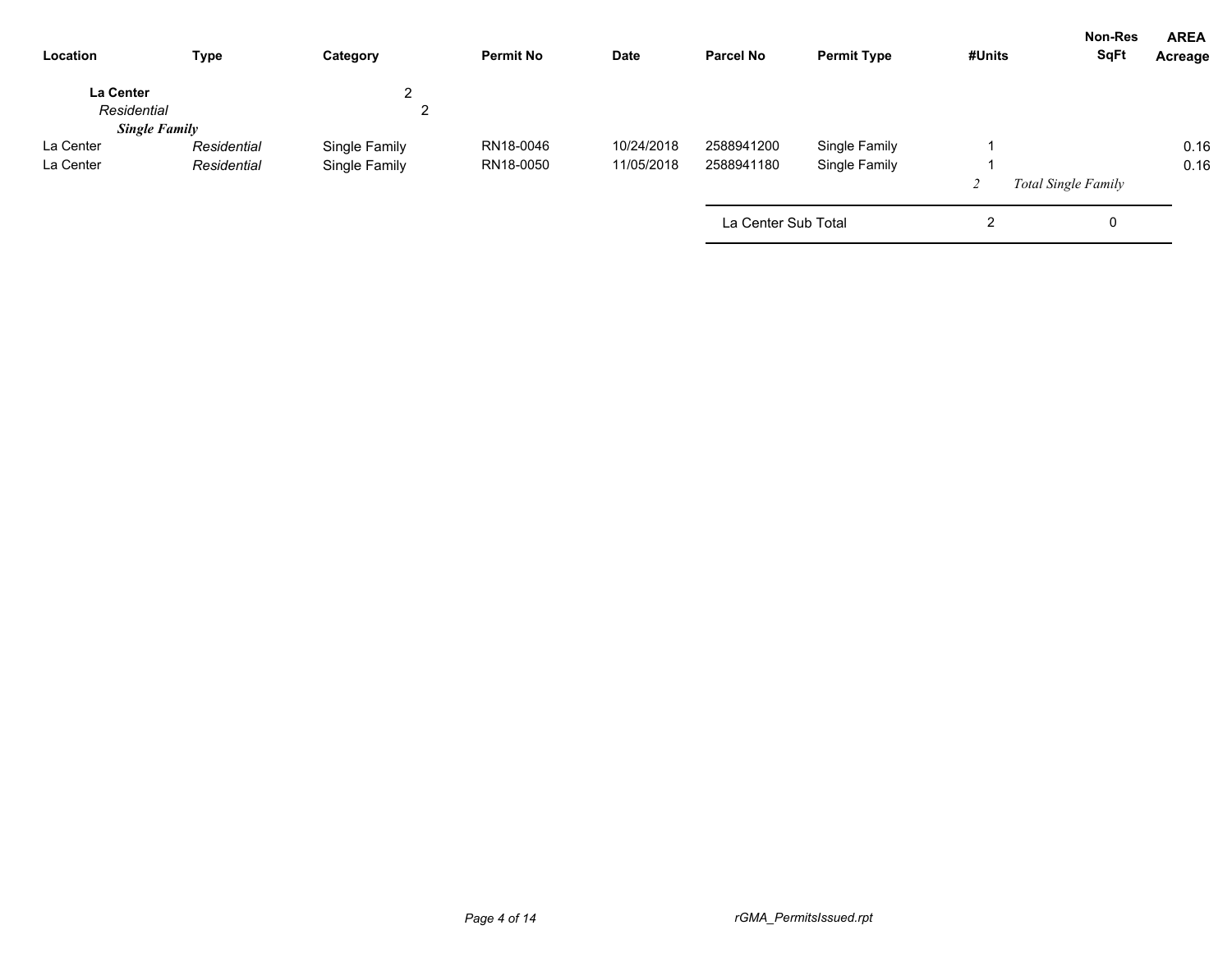| Location | Type | Category | Permit No | Date | Parcel No | Permit Type | #Units | Non-Res SqFt | AREA Acreage |
|---|---|---|---|---|---|---|---|---|---|
| **La Center** | | 2 | | | | | | | |
| *Residential* | | 2 | | | | | | | |
| ***Single Family*** | | | | | | | | | |
| La Center | *Residential* | Single Family | RN18-0046 | 10/24/2018 | 2588941200 | Single Family | 1 | | 0.16 |
| La Center | *Residential* | Single Family | RN18-0050 | 11/05/2018 | 2588941180 | Single Family | 1 | | 0.16 |
| | | | | | | | *2* | *Total Single Family* | |
| | | | | | La Center Sub Total | | 2 | 0 | |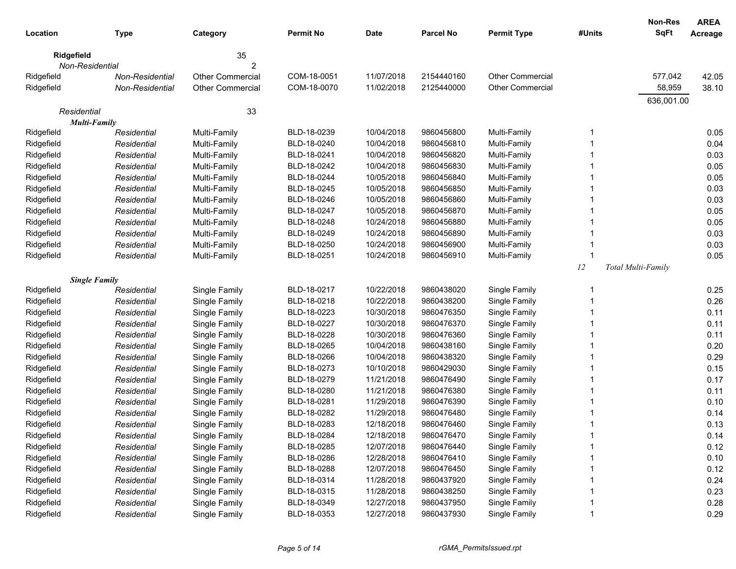| Location | Type | Category | Permit No | Date | Parcel No | Permit Type | #Units | Non-Res SqFt | AREA Acreage |
|---|---|---|---|---|---|---|---|---|---|
| **Ridgefield** | | 35 | | | | | | | |
| *Non-Residential* | | 2 | | | | | | | |
| Ridgefield | *Non-Residential* | Other Commercial | COM-18-0051 | 11/07/2018 | 2154440160 | Other Commercial | | 577,042 | 42.05 |
| Ridgefield | *Non-Residential* | Other Commercial | COM-18-0070 | 11/02/2018 | 2125440000 | Other Commercial | | 58,959 | 38.10 |
| | | | | | | | | 636,001.00 | |
| *Residential* | | 33 | | | | | | | |
| ***Multi-Family*** | | | | | | | | | |
| Ridgefield | *Residential* | Multi-Family | BLD-18-0239 | 10/04/2018 | 9860456800 | Multi-Family | 1 | | 0.05 |
| Ridgefield | *Residential* | Multi-Family | BLD-18-0240 | 10/04/2018 | 9860456810 | Multi-Family | 1 | | 0.04 |
| Ridgefield | *Residential* | Multi-Family | BLD-18-0241 | 10/04/2018 | 9860456820 | Multi-Family | 1 | | 0.03 |
| Ridgefield | *Residential* | Multi-Family | BLD-18-0242 | 10/04/2018 | 9860456830 | Multi-Family | 1 | | 0.05 |
| Ridgefield | *Residential* | Multi-Family | BLD-18-0244 | 10/05/2018 | 9860456840 | Multi-Family | 1 | | 0.05 |
| Ridgefield | *Residential* | Multi-Family | BLD-18-0245 | 10/05/2018 | 9860456850 | Multi-Family | 1 | | 0.03 |
| Ridgefield | *Residential* | Multi-Family | BLD-18-0246 | 10/05/2018 | 9860456860 | Multi-Family | 1 | | 0.03 |
| Ridgefield | *Residential* | Multi-Family | BLD-18-0247 | 10/05/2018 | 9860456870 | Multi-Family | 1 | | 0.05 |
| Ridgefield | *Residential* | Multi-Family | BLD-18-0248 | 10/24/2018 | 9860456880 | Multi-Family | 1 | | 0.05 |
| Ridgefield | *Residential* | Multi-Family | BLD-18-0249 | 10/24/2018 | 9860456890 | Multi-Family | 1 | | 0.03 |
| Ridgefield | *Residential* | Multi-Family | BLD-18-0250 | 10/24/2018 | 9860456900 | Multi-Family | 1 | | 0.03 |
| Ridgefield | *Residential* | Multi-Family | BLD-18-0251 | 10/24/2018 | 9860456910 | Multi-Family | 1 | | 0.05 |
| | | | | | | | *12* | *Total Multi-Family* | |
| ***Single Family*** | | | | | | | | | |
| Ridgefield | *Residential* | Single Family | BLD-18-0217 | 10/22/2018 | 9860438020 | Single Family | 1 | | 0.25 |
| Ridgefield | *Residential* | Single Family | BLD-18-0218 | 10/22/2018 | 9860438200 | Single Family | 1 | | 0.26 |
| Ridgefield | *Residential* | Single Family | BLD-18-0223 | 10/30/2018 | 9860476350 | Single Family | 1 | | 0.11 |
| Ridgefield | *Residential* | Single Family | BLD-18-0227 | 10/30/2018 | 9860476370 | Single Family | 1 | | 0.11 |
| Ridgefield | *Residential* | Single Family | BLD-18-0228 | 10/30/2018 | 9860476360 | Single Family | 1 | | 0.11 |
| Ridgefield | *Residential* | Single Family | BLD-18-0265 | 10/04/2018 | 9860438160 | Single Family | 1 | | 0.20 |
| Ridgefield | *Residential* | Single Family | BLD-18-0266 | 10/04/2018 | 9860438320 | Single Family | 1 | | 0.29 |
| Ridgefield | *Residential* | Single Family | BLD-18-0273 | 10/10/2018 | 9860429030 | Single Family | 1 | | 0.15 |
| Ridgefield | *Residential* | Single Family | BLD-18-0279 | 11/21/2018 | 9860476490 | Single Family | 1 | | 0.17 |
| Ridgefield | *Residential* | Single Family | BLD-18-0280 | 11/21/2018 | 9860476380 | Single Family | 1 | | 0.11 |
| Ridgefield | *Residential* | Single Family | BLD-18-0281 | 11/29/2018 | 9860476390 | Single Family | 1 | | 0.10 |
| Ridgefield | *Residential* | Single Family | BLD-18-0282 | 11/29/2018 | 9860476480 | Single Family | 1 | | 0.14 |
| Ridgefield | *Residential* | Single Family | BLD-18-0283 | 12/18/2018 | 9860476460 | Single Family | 1 | | 0.13 |
| Ridgefield | *Residential* | Single Family | BLD-18-0284 | 12/18/2018 | 9860476470 | Single Family | 1 | | 0.14 |
| Ridgefield | *Residential* | Single Family | BLD-18-0285 | 12/07/2018 | 9860476440 | Single Family | 1 | | 0.12 |
| Ridgefield | *Residential* | Single Family | BLD-18-0286 | 12/28/2018 | 9860476410 | Single Family | 1 | | 0.10 |
| Ridgefield | *Residential* | Single Family | BLD-18-0288 | 12/07/2018 | 9860476450 | Single Family | 1 | | 0.12 |
| Ridgefield | *Residential* | Single Family | BLD-18-0314 | 11/28/2018 | 9860437920 | Single Family | 1 | | 0.24 |
| Ridgefield | *Residential* | Single Family | BLD-18-0315 | 11/28/2018 | 9860438250 | Single Family | 1 | | 0.23 |
| Ridgefield | *Residential* | Single Family | BLD-18-0349 | 12/27/2018 | 9860437950 | Single Family | 1 | | 0.28 |
| Ridgefield | *Residential* | Single Family | BLD-18-0353 | 12/27/2018 | 9860437930 | Single Family | 1 | | 0.29 |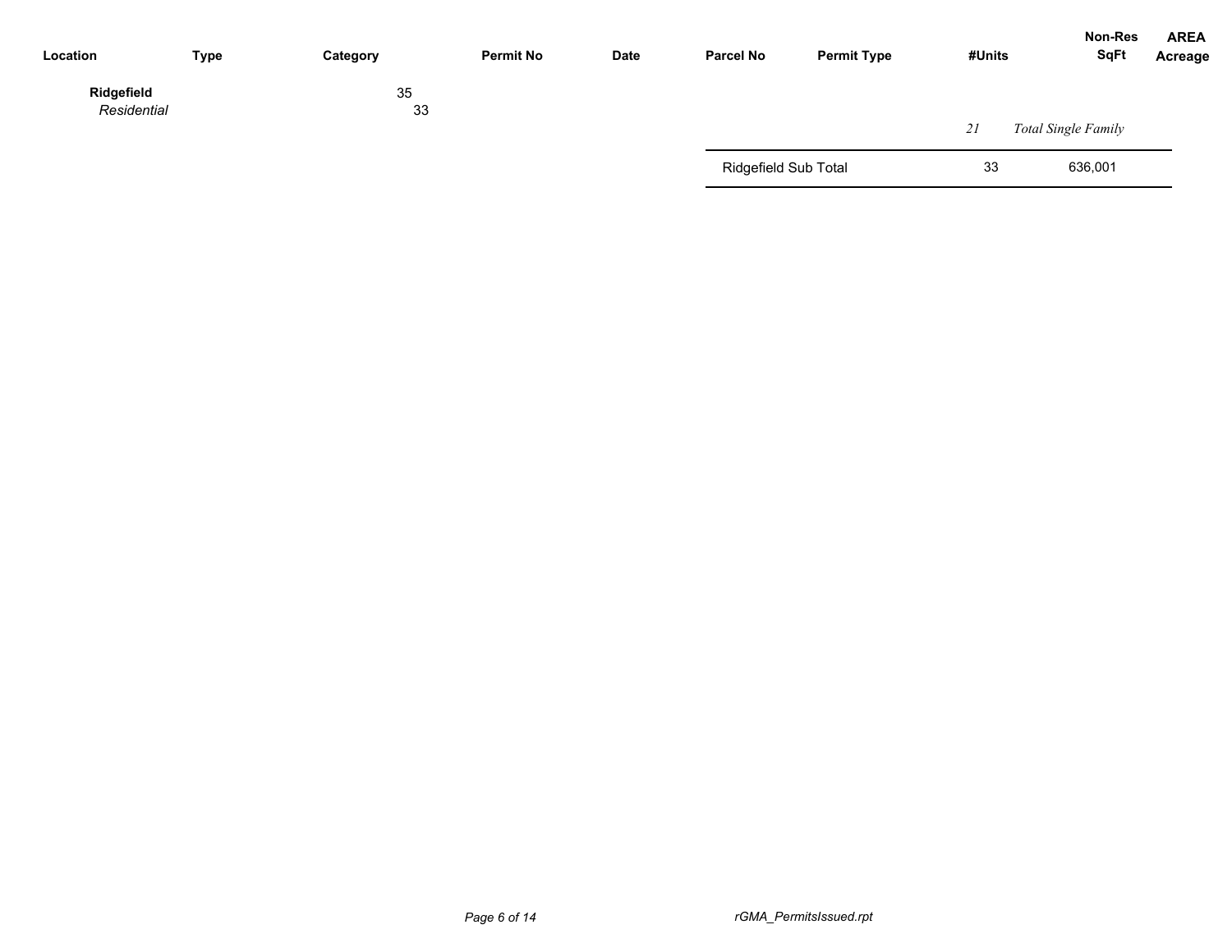| Location | Type | Category | Permit No | Date | Parcel No | Permit Type | #Units | Non-Res SqFt | AREA Acreage |
|---|---|---|---|---|---|---|---|---|---|
| **Ridgefield** | | 35 | | | | | | | |
| *Residential* | | 33 | | | | | | | |
| | | | | | | | *21* | *Total Single Family* | |
| | | | | | Ridgefield Sub Total | | 33 | 636,001 | |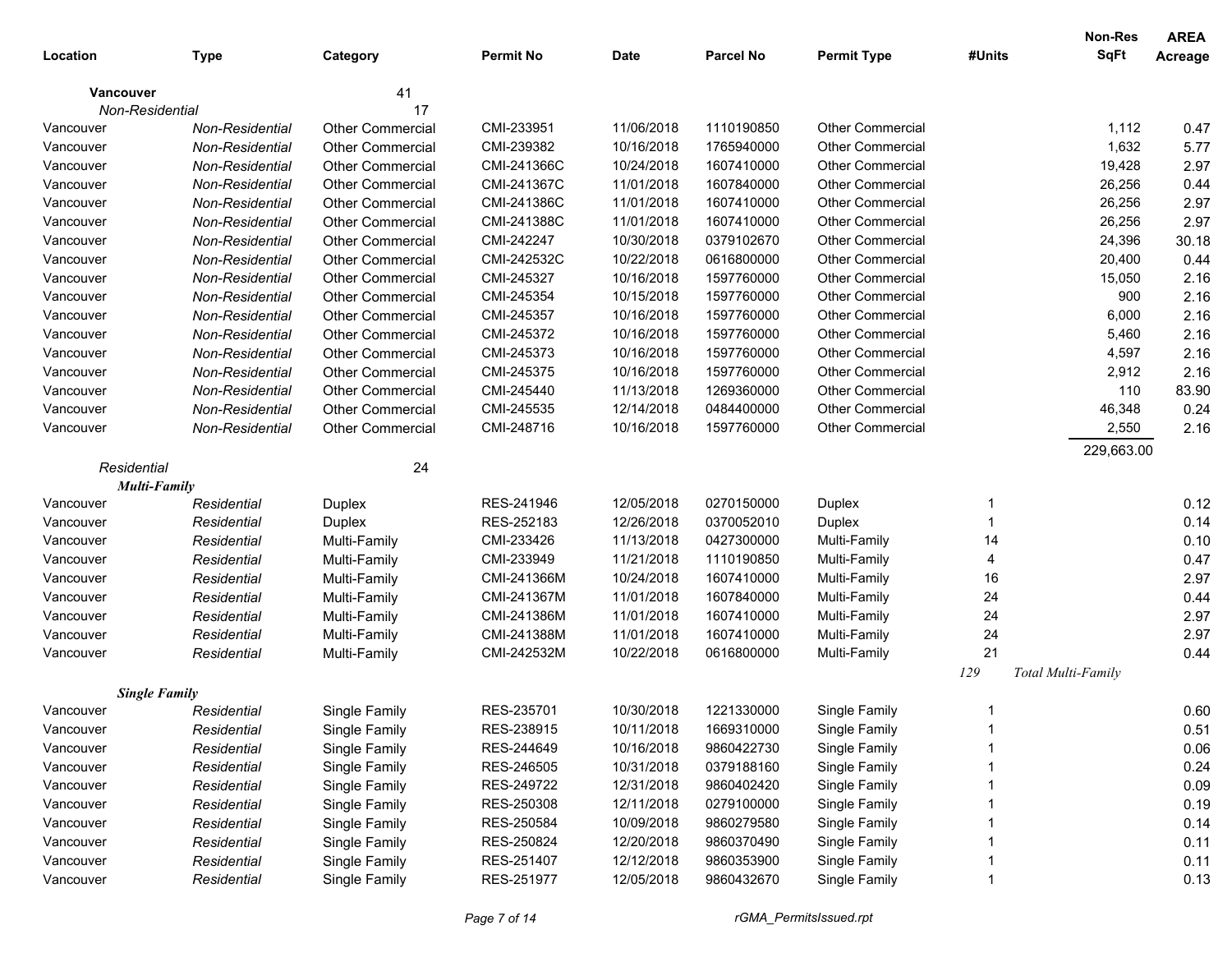| Location | Type | Category | Permit No | Date | Parcel No | Permit Type | #Units | Non-Res SqFt | AREA Acreage |
|---|---|---|---|---|---|---|---|---|---|
| **Vancouver** | | 41 | | | | | | | |
| *Non-Residential* | | 17 | | | | | | | |
| Vancouver | *Non-Residential* | Other Commercial | CMI-233951 | 11/06/2018 | 1110190850 | Other Commercial | | 1,112 | 0.47 |
| Vancouver | *Non-Residential* | Other Commercial | CMI-239382 | 10/16/2018 | 1765940000 | Other Commercial | | 1,632 | 5.77 |
| Vancouver | *Non-Residential* | Other Commercial | CMI-241366C | 10/24/2018 | 1607410000 | Other Commercial | | 19,428 | 2.97 |
| Vancouver | *Non-Residential* | Other Commercial | CMI-241367C | 11/01/2018 | 1607840000 | Other Commercial | | 26,256 | 0.44 |
| Vancouver | *Non-Residential* | Other Commercial | CMI-241386C | 11/01/2018 | 1607410000 | Other Commercial | | 26,256 | 2.97 |
| Vancouver | *Non-Residential* | Other Commercial | CMI-241388C | 11/01/2018 | 1607410000 | Other Commercial | | 26,256 | 2.97 |
| Vancouver | *Non-Residential* | Other Commercial | CMI-242247 | 10/30/2018 | 0379102670 | Other Commercial | | 24,396 | 30.18 |
| Vancouver | *Non-Residential* | Other Commercial | CMI-242532C | 10/22/2018 | 0616800000 | Other Commercial | | 20,400 | 0.44 |
| Vancouver | *Non-Residential* | Other Commercial | CMI-245327 | 10/16/2018 | 1597760000 | Other Commercial | | 15,050 | 2.16 |
| Vancouver | *Non-Residential* | Other Commercial | CMI-245354 | 10/15/2018 | 1597760000 | Other Commercial | | 900 | 2.16 |
| Vancouver | *Non-Residential* | Other Commercial | CMI-245357 | 10/16/2018 | 1597760000 | Other Commercial | | 6,000 | 2.16 |
| Vancouver | *Non-Residential* | Other Commercial | CMI-245372 | 10/16/2018 | 1597760000 | Other Commercial | | 5,460 | 2.16 |
| Vancouver | *Non-Residential* | Other Commercial | CMI-245373 | 10/16/2018 | 1597760000 | Other Commercial | | 4,597 | 2.16 |
| Vancouver | *Non-Residential* | Other Commercial | CMI-245375 | 10/16/2018 | 1597760000 | Other Commercial | | 2,912 | 2.16 |
| Vancouver | *Non-Residential* | Other Commercial | CMI-245440 | 11/13/2018 | 1269360000 | Other Commercial | | 110 | 83.90 |
| Vancouver | *Non-Residential* | Other Commercial | CMI-245535 | 12/14/2018 | 0484400000 | Other Commercial | | 46,348 | 0.24 |
| Vancouver | *Non-Residential* | Other Commercial | CMI-248716 | 10/16/2018 | 1597760000 | Other Commercial | | 2,550 | 2.16 |
| | | | | | | | | 229,663.00 | |
| *Residential* | | 24 | | | | | | | |
| ***Multi-Family*** | | | | | | | | | |
| Vancouver | *Residential* | Duplex | RES-241946 | 12/05/2018 | 0270150000 | Duplex | 1 | | 0.12 |
| Vancouver | *Residential* | Duplex | RES-252183 | 12/26/2018 | 0370052010 | Duplex | 1 | | 0.14 |
| Vancouver | *Residential* | Multi-Family | CMI-233426 | 11/13/2018 | 0427300000 | Multi-Family | 14 | | 0.10 |
| Vancouver | *Residential* | Multi-Family | CMI-233949 | 11/21/2018 | 1110190850 | Multi-Family | 4 | | 0.47 |
| Vancouver | *Residential* | Multi-Family | CMI-241366M | 10/24/2018 | 1607410000 | Multi-Family | 16 | | 2.97 |
| Vancouver | *Residential* | Multi-Family | CMI-241367M | 11/01/2018 | 1607840000 | Multi-Family | 24 | | 0.44 |
| Vancouver | *Residential* | Multi-Family | CMI-241386M | 11/01/2018 | 1607410000 | Multi-Family | 24 | | 2.97 |
| Vancouver | *Residential* | Multi-Family | CMI-241388M | 11/01/2018 | 1607410000 | Multi-Family | 24 | | 2.97 |
| Vancouver | *Residential* | Multi-Family | CMI-242532M | 10/22/2018 | 0616800000 | Multi-Family | 21 | | 0.44 |
| | | | | | | | *129* | *Total Multi-Family* | |
| ***Single Family*** | | | | | | | | | |
| Vancouver | *Residential* | Single Family | RES-235701 | 10/30/2018 | 1221330000 | Single Family | 1 | | 0.60 |
| Vancouver | *Residential* | Single Family | RES-238915 | 10/11/2018 | 1669310000 | Single Family | 1 | | 0.51 |
| Vancouver | *Residential* | Single Family | RES-244649 | 10/16/2018 | 9860422730 | Single Family | 1 | | 0.06 |
| Vancouver | *Residential* | Single Family | RES-246505 | 10/31/2018 | 0379188160 | Single Family | 1 | | 0.24 |
| Vancouver | *Residential* | Single Family | RES-249722 | 12/31/2018 | 9860402420 | Single Family | 1 | | 0.09 |
| Vancouver | *Residential* | Single Family | RES-250308 | 12/11/2018 | 0279100000 | Single Family | 1 | | 0.19 |
| Vancouver | *Residential* | Single Family | RES-250584 | 10/09/2018 | 9860279580 | Single Family | 1 | | 0.14 |
| Vancouver | *Residential* | Single Family | RES-250824 | 12/20/2018 | 9860370490 | Single Family | 1 | | 0.11 |
| Vancouver | *Residential* | Single Family | RES-251407 | 12/12/2018 | 9860353900 | Single Family | 1 | | 0.11 |
| Vancouver | *Residential* | Single Family | RES-251977 | 12/05/2018 | 9860432670 | Single Family | 1 | | 0.13 |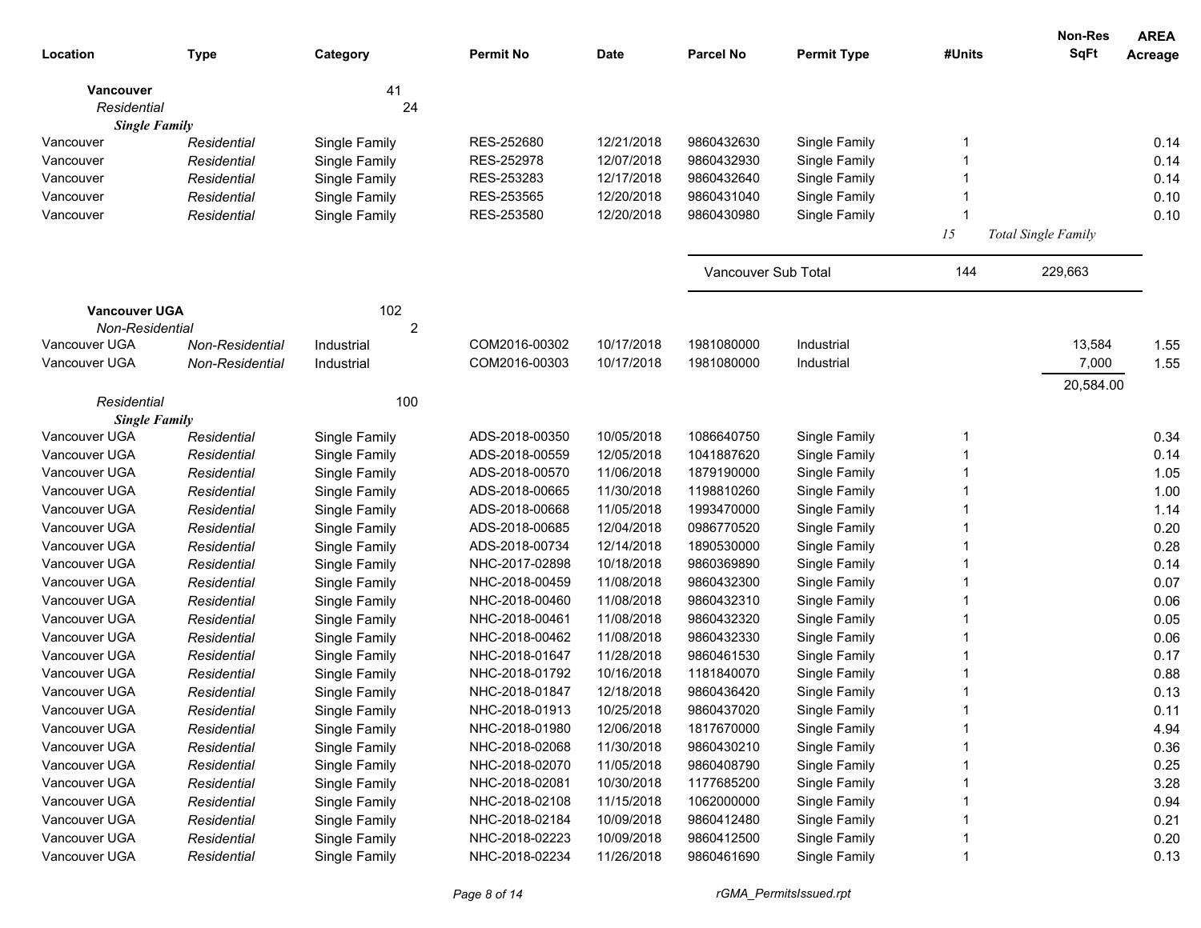| Location | Type | Category | Permit No | Date | Parcel No | Permit Type | #Units | Non-Res SqFt | AREA Acreage |
|---|---|---|---|---|---|---|---|---|---|
| **Vancouver** | | 41 | | | | | | | |
| *Residential* | | 24 | | | | | | | |
| ***Single Family*** | | | | | | | | | |
| Vancouver | *Residential* | Single Family | RES-252680 | 12/21/2018 | 9860432630 | Single Family | 1 | | 0.14 |
| Vancouver | *Residential* | Single Family | RES-252978 | 12/07/2018 | 9860432930 | Single Family | 1 | | 0.14 |
| Vancouver | *Residential* | Single Family | RES-253283 | 12/17/2018 | 9860432640 | Single Family | 1 | | 0.14 |
| Vancouver | *Residential* | Single Family | RES-253565 | 12/20/2018 | 9860431040 | Single Family | 1 | | 0.10 |
| Vancouver | *Residential* | Single Family | RES-253580 | 12/20/2018 | 9860430980 | Single Family | 1 | | 0.10 |
| | | | | | | | *15* | *Total Single Family* | |
| | | | | | Vancouver Sub Total | | 144 | 229,663 | |
| **Vancouver UGA** | | 102 | | | | | | | |
| *Non-Residential* | | 2 | | | | | | | |
| Vancouver UGA | *Non-Residential* | Industrial | COM2016-00302 | 10/17/2018 | 1981080000 | Industrial | | 13,584 | 1.55 |
| Vancouver UGA | *Non-Residential* | Industrial | COM2016-00303 | 10/17/2018 | 1981080000 | Industrial | | 7,000 | 1.55 |
| | | | | | | | | 20,584.00 | |
| *Residential* | | 100 | | | | | | | |
| ***Single Family*** | | | | | | | | | |
| Vancouver UGA | *Residential* | Single Family | ADS-2018-00350 | 10/05/2018 | 1086640750 | Single Family | 1 | | 0.34 |
| Vancouver UGA | *Residential* | Single Family | ADS-2018-00559 | 12/05/2018 | 1041887620 | Single Family | 1 | | 0.14 |
| Vancouver UGA | *Residential* | Single Family | ADS-2018-00570 | 11/06/2018 | 1879190000 | Single Family | 1 | | 1.05 |
| Vancouver UGA | *Residential* | Single Family | ADS-2018-00665 | 11/30/2018 | 1198810260 | Single Family | 1 | | 1.00 |
| Vancouver UGA | *Residential* | Single Family | ADS-2018-00668 | 11/05/2018 | 1993470000 | Single Family | 1 | | 1.14 |
| Vancouver UGA | *Residential* | Single Family | ADS-2018-00685 | 12/04/2018 | 0986770520 | Single Family | 1 | | 0.20 |
| Vancouver UGA | *Residential* | Single Family | ADS-2018-00734 | 12/14/2018 | 1890530000 | Single Family | 1 | | 0.28 |
| Vancouver UGA | *Residential* | Single Family | NHC-2017-02898 | 10/18/2018 | 9860369890 | Single Family | 1 | | 0.14 |
| Vancouver UGA | *Residential* | Single Family | NHC-2018-00459 | 11/08/2018 | 9860432300 | Single Family | 1 | | 0.07 |
| Vancouver UGA | *Residential* | Single Family | NHC-2018-00460 | 11/08/2018 | 9860432310 | Single Family | 1 | | 0.06 |
| Vancouver UGA | *Residential* | Single Family | NHC-2018-00461 | 11/08/2018 | 9860432320 | Single Family | 1 | | 0.05 |
| Vancouver UGA | *Residential* | Single Family | NHC-2018-00462 | 11/08/2018 | 9860432330 | Single Family | 1 | | 0.06 |
| Vancouver UGA | *Residential* | Single Family | NHC-2018-01647 | 11/28/2018 | 9860461530 | Single Family | 1 | | 0.17 |
| Vancouver UGA | *Residential* | Single Family | NHC-2018-01792 | 10/16/2018 | 1181840070 | Single Family | 1 | | 0.88 |
| Vancouver UGA | *Residential* | Single Family | NHC-2018-01847 | 12/18/2018 | 9860436420 | Single Family | 1 | | 0.13 |
| Vancouver UGA | *Residential* | Single Family | NHC-2018-01913 | 10/25/2018 | 9860437020 | Single Family | 1 | | 0.11 |
| Vancouver UGA | *Residential* | Single Family | NHC-2018-01980 | 12/06/2018 | 1817670000 | Single Family | 1 | | 4.94 |
| Vancouver UGA | *Residential* | Single Family | NHC-2018-02068 | 11/30/2018 | 9860430210 | Single Family | 1 | | 0.36 |
| Vancouver UGA | *Residential* | Single Family | NHC-2018-02070 | 11/05/2018 | 9860408790 | Single Family | 1 | | 0.25 |
| Vancouver UGA | *Residential* | Single Family | NHC-2018-02081 | 10/30/2018 | 1177685200 | Single Family | 1 | | 3.28 |
| Vancouver UGA | *Residential* | Single Family | NHC-2018-02108 | 11/15/2018 | 1062000000 | Single Family | 1 | | 0.94 |
| Vancouver UGA | *Residential* | Single Family | NHC-2018-02184 | 10/09/2018 | 9860412480 | Single Family | 1 | | 0.21 |
| Vancouver UGA | *Residential* | Single Family | NHC-2018-02223 | 10/09/2018 | 9860412500 | Single Family | 1 | | 0.20 |
| Vancouver UGA | *Residential* | Single Family | NHC-2018-02234 | 11/26/2018 | 9860461690 | Single Family | 1 | | 0.13 |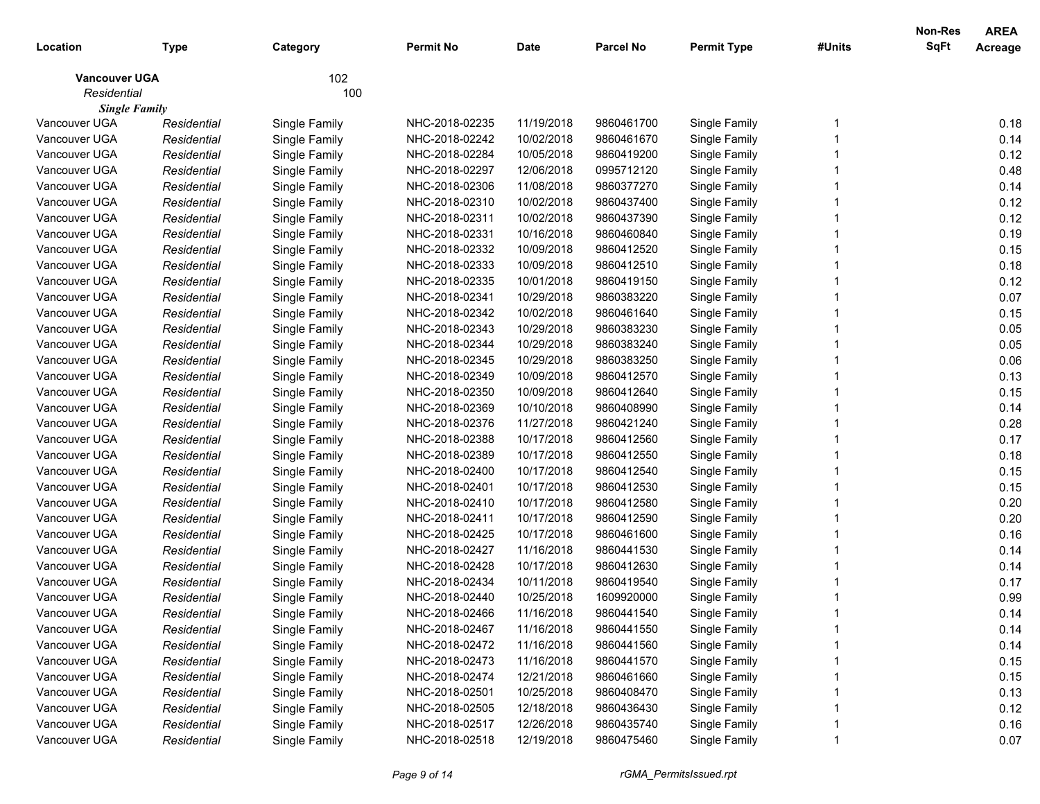| Location | Type | Category | Permit No | Date | Parcel No | Permit Type | #Units | Non-Res SqFt | AREA Acreage |
|---|---|---|---|---|---|---|---|---|---|
| **Vancouver UGA** | | 102 | | | | | | | |
| *Residential* | | 100 | | | | | | | |
| ***Single Family*** | | | | | | | | | |
| Vancouver UGA | *Residential* | Single Family | NHC-2018-02235 | 11/19/2018 | 9860461700 | Single Family | 1 | | 0.18 |
| Vancouver UGA | *Residential* | Single Family | NHC-2018-02242 | 10/02/2018 | 9860461670 | Single Family | 1 | | 0.14 |
| Vancouver UGA | *Residential* | Single Family | NHC-2018-02284 | 10/05/2018 | 9860419200 | Single Family | 1 | | 0.12 |
| Vancouver UGA | *Residential* | Single Family | NHC-2018-02297 | 12/06/2018 | 0995712120 | Single Family | 1 | | 0.48 |
| Vancouver UGA | *Residential* | Single Family | NHC-2018-02306 | 11/08/2018 | 9860377270 | Single Family | 1 | | 0.14 |
| Vancouver UGA | *Residential* | Single Family | NHC-2018-02310 | 10/02/2018 | 9860437400 | Single Family | 1 | | 0.12 |
| Vancouver UGA | *Residential* | Single Family | NHC-2018-02311 | 10/02/2018 | 9860437390 | Single Family | 1 | | 0.12 |
| Vancouver UGA | *Residential* | Single Family | NHC-2018-02331 | 10/16/2018 | 9860460840 | Single Family | 1 | | 0.19 |
| Vancouver UGA | *Residential* | Single Family | NHC-2018-02332 | 10/09/2018 | 9860412520 | Single Family | 1 | | 0.15 |
| Vancouver UGA | *Residential* | Single Family | NHC-2018-02333 | 10/09/2018 | 9860412510 | Single Family | 1 | | 0.18 |
| Vancouver UGA | *Residential* | Single Family | NHC-2018-02335 | 10/01/2018 | 9860419150 | Single Family | 1 | | 0.12 |
| Vancouver UGA | *Residential* | Single Family | NHC-2018-02341 | 10/29/2018 | 9860383220 | Single Family | 1 | | 0.07 |
| Vancouver UGA | *Residential* | Single Family | NHC-2018-02342 | 10/02/2018 | 9860461640 | Single Family | 1 | | 0.15 |
| Vancouver UGA | *Residential* | Single Family | NHC-2018-02343 | 10/29/2018 | 9860383230 | Single Family | 1 | | 0.05 |
| Vancouver UGA | *Residential* | Single Family | NHC-2018-02344 | 10/29/2018 | 9860383240 | Single Family | 1 | | 0.05 |
| Vancouver UGA | *Residential* | Single Family | NHC-2018-02345 | 10/29/2018 | 9860383250 | Single Family | 1 | | 0.06 |
| Vancouver UGA | *Residential* | Single Family | NHC-2018-02349 | 10/09/2018 | 9860412570 | Single Family | 1 | | 0.13 |
| Vancouver UGA | *Residential* | Single Family | NHC-2018-02350 | 10/09/2018 | 9860412640 | Single Family | 1 | | 0.15 |
| Vancouver UGA | *Residential* | Single Family | NHC-2018-02369 | 10/10/2018 | 9860408990 | Single Family | 1 | | 0.14 |
| Vancouver UGA | *Residential* | Single Family | NHC-2018-02376 | 11/27/2018 | 9860421240 | Single Family | 1 | | 0.28 |
| Vancouver UGA | *Residential* | Single Family | NHC-2018-02388 | 10/17/2018 | 9860412560 | Single Family | 1 | | 0.17 |
| Vancouver UGA | *Residential* | Single Family | NHC-2018-02389 | 10/17/2018 | 9860412550 | Single Family | 1 | | 0.18 |
| Vancouver UGA | *Residential* | Single Family | NHC-2018-02400 | 10/17/2018 | 9860412540 | Single Family | 1 | | 0.15 |
| Vancouver UGA | *Residential* | Single Family | NHC-2018-02401 | 10/17/2018 | 9860412530 | Single Family | 1 | | 0.15 |
| Vancouver UGA | *Residential* | Single Family | NHC-2018-02410 | 10/17/2018 | 9860412580 | Single Family | 1 | | 0.20 |
| Vancouver UGA | *Residential* | Single Family | NHC-2018-02411 | 10/17/2018 | 9860412590 | Single Family | 1 | | 0.20 |
| Vancouver UGA | *Residential* | Single Family | NHC-2018-02425 | 10/17/2018 | 9860461600 | Single Family | 1 | | 0.16 |
| Vancouver UGA | *Residential* | Single Family | NHC-2018-02427 | 11/16/2018 | 9860441530 | Single Family | 1 | | 0.14 |
| Vancouver UGA | *Residential* | Single Family | NHC-2018-02428 | 10/17/2018 | 9860412630 | Single Family | 1 | | 0.14 |
| Vancouver UGA | *Residential* | Single Family | NHC-2018-02434 | 10/11/2018 | 9860419540 | Single Family | 1 | | 0.17 |
| Vancouver UGA | *Residential* | Single Family | NHC-2018-02440 | 10/25/2018 | 1609920000 | Single Family | 1 | | 0.99 |
| Vancouver UGA | *Residential* | Single Family | NHC-2018-02466 | 11/16/2018 | 9860441540 | Single Family | 1 | | 0.14 |
| Vancouver UGA | *Residential* | Single Family | NHC-2018-02467 | 11/16/2018 | 9860441550 | Single Family | 1 | | 0.14 |
| Vancouver UGA | *Residential* | Single Family | NHC-2018-02472 | 11/16/2018 | 9860441560 | Single Family | 1 | | 0.14 |
| Vancouver UGA | *Residential* | Single Family | NHC-2018-02473 | 11/16/2018 | 9860441570 | Single Family | 1 | | 0.15 |
| Vancouver UGA | *Residential* | Single Family | NHC-2018-02474 | 12/21/2018 | 9860461660 | Single Family | 1 | | 0.15 |
| Vancouver UGA | *Residential* | Single Family | NHC-2018-02501 | 10/25/2018 | 9860408470 | Single Family | 1 | | 0.13 |
| Vancouver UGA | *Residential* | Single Family | NHC-2018-02505 | 12/18/2018 | 9860436430 | Single Family | 1 | | 0.12 |
| Vancouver UGA | *Residential* | Single Family | NHC-2018-02517 | 12/26/2018 | 9860435740 | Single Family | 1 | | 0.16 |
| Vancouver UGA | *Residential* | Single Family | NHC-2018-02518 | 12/19/2018 | 9860475460 | Single Family | 1 | | 0.07 |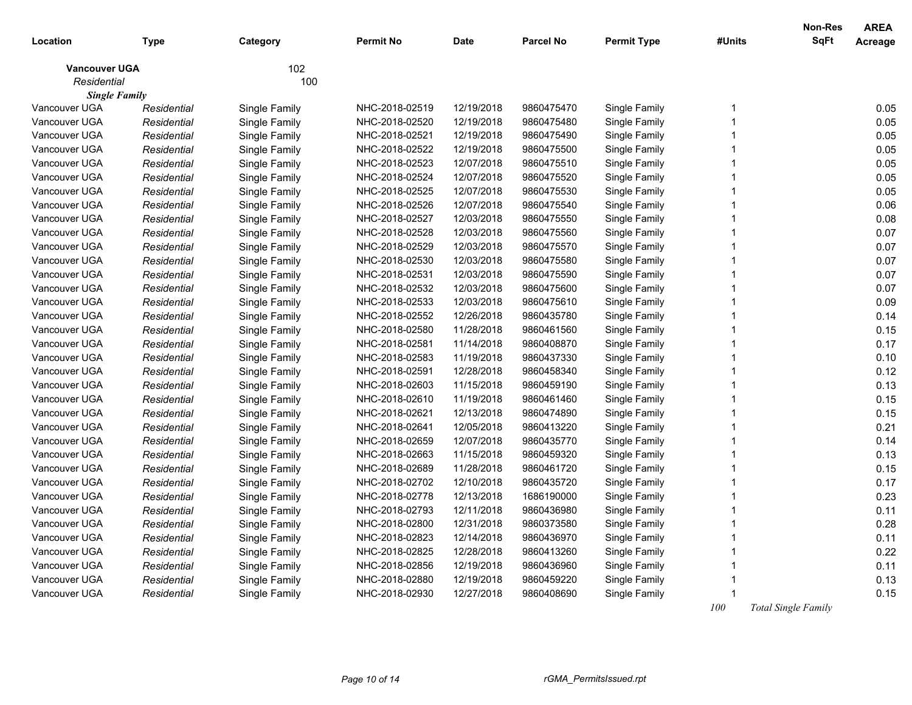| Location | Type | Category | Permit No | Date | Parcel No | Permit Type | #Units | Non-Res SqFt | AREA Acreage |
|---|---|---|---|---|---|---|---|---|---|
| **Vancouver UGA** | | 102 | | | | | | | |
| *Residential* | | 100 | | | | | | | |
| ***Single Family*** | | | | | | | | | |
| Vancouver UGA | *Residential* | Single Family | NHC-2018-02519 | 12/19/2018 | 9860475470 | Single Family | 1 | | 0.05 |
| Vancouver UGA | *Residential* | Single Family | NHC-2018-02520 | 12/19/2018 | 9860475480 | Single Family | 1 | | 0.05 |
| Vancouver UGA | *Residential* | Single Family | NHC-2018-02521 | 12/19/2018 | 9860475490 | Single Family | 1 | | 0.05 |
| Vancouver UGA | *Residential* | Single Family | NHC-2018-02522 | 12/19/2018 | 9860475500 | Single Family | 1 | | 0.05 |
| Vancouver UGA | *Residential* | Single Family | NHC-2018-02523 | 12/07/2018 | 9860475510 | Single Family | 1 | | 0.05 |
| Vancouver UGA | *Residential* | Single Family | NHC-2018-02524 | 12/07/2018 | 9860475520 | Single Family | 1 | | 0.05 |
| Vancouver UGA | *Residential* | Single Family | NHC-2018-02525 | 12/07/2018 | 9860475530 | Single Family | 1 | | 0.05 |
| Vancouver UGA | *Residential* | Single Family | NHC-2018-02526 | 12/07/2018 | 9860475540 | Single Family | 1 | | 0.06 |
| Vancouver UGA | *Residential* | Single Family | NHC-2018-02527 | 12/03/2018 | 9860475550 | Single Family | 1 | | 0.08 |
| Vancouver UGA | *Residential* | Single Family | NHC-2018-02528 | 12/03/2018 | 9860475560 | Single Family | 1 | | 0.07 |
| Vancouver UGA | *Residential* | Single Family | NHC-2018-02529 | 12/03/2018 | 9860475570 | Single Family | 1 | | 0.07 |
| Vancouver UGA | *Residential* | Single Family | NHC-2018-02530 | 12/03/2018 | 9860475580 | Single Family | 1 | | 0.07 |
| Vancouver UGA | *Residential* | Single Family | NHC-2018-02531 | 12/03/2018 | 9860475590 | Single Family | 1 | | 0.07 |
| Vancouver UGA | *Residential* | Single Family | NHC-2018-02532 | 12/03/2018 | 9860475600 | Single Family | 1 | | 0.07 |
| Vancouver UGA | *Residential* | Single Family | NHC-2018-02533 | 12/03/2018 | 9860475610 | Single Family | 1 | | 0.09 |
| Vancouver UGA | *Residential* | Single Family | NHC-2018-02552 | 12/26/2018 | 9860435780 | Single Family | 1 | | 0.14 |
| Vancouver UGA | *Residential* | Single Family | NHC-2018-02580 | 11/28/2018 | 9860461560 | Single Family | 1 | | 0.15 |
| Vancouver UGA | *Residential* | Single Family | NHC-2018-02581 | 11/14/2018 | 9860408870 | Single Family | 1 | | 0.17 |
| Vancouver UGA | *Residential* | Single Family | NHC-2018-02583 | 11/19/2018 | 9860437330 | Single Family | 1 | | 0.10 |
| Vancouver UGA | *Residential* | Single Family | NHC-2018-02591 | 12/28/2018 | 9860458340 | Single Family | 1 | | 0.12 |
| Vancouver UGA | *Residential* | Single Family | NHC-2018-02603 | 11/15/2018 | 9860459190 | Single Family | 1 | | 0.13 |
| Vancouver UGA | *Residential* | Single Family | NHC-2018-02610 | 11/19/2018 | 9860461460 | Single Family | 1 | | 0.15 |
| Vancouver UGA | *Residential* | Single Family | NHC-2018-02621 | 12/13/2018 | 9860474890 | Single Family | 1 | | 0.15 |
| Vancouver UGA | *Residential* | Single Family | NHC-2018-02641 | 12/05/2018 | 9860413220 | Single Family | 1 | | 0.21 |
| Vancouver UGA | *Residential* | Single Family | NHC-2018-02659 | 12/07/2018 | 9860435770 | Single Family | 1 | | 0.14 |
| Vancouver UGA | *Residential* | Single Family | NHC-2018-02663 | 11/15/2018 | 9860459320 | Single Family | 1 | | 0.13 |
| Vancouver UGA | *Residential* | Single Family | NHC-2018-02689 | 11/28/2018 | 9860461720 | Single Family | 1 | | 0.15 |
| Vancouver UGA | *Residential* | Single Family | NHC-2018-02702 | 12/10/2018 | 9860435720 | Single Family | 1 | | 0.17 |
| Vancouver UGA | *Residential* | Single Family | NHC-2018-02778 | 12/13/2018 | 1686190000 | Single Family | 1 | | 0.23 |
| Vancouver UGA | *Residential* | Single Family | NHC-2018-02793 | 12/11/2018 | 9860436980 | Single Family | 1 | | 0.11 |
| Vancouver UGA | *Residential* | Single Family | NHC-2018-02800 | 12/31/2018 | 9860373580 | Single Family | 1 | | 0.28 |
| Vancouver UGA | *Residential* | Single Family | NHC-2018-02823 | 12/14/2018 | 9860436970 | Single Family | 1 | | 0.11 |
| Vancouver UGA | *Residential* | Single Family | NHC-2018-02825 | 12/28/2018 | 9860413260 | Single Family | 1 | | 0.22 |
| Vancouver UGA | *Residential* | Single Family | NHC-2018-02856 | 12/19/2018 | 9860436960 | Single Family | 1 | | 0.11 |
| Vancouver UGA | *Residential* | Single Family | NHC-2018-02880 | 12/19/2018 | 9860459220 | Single Family | 1 | | 0.13 |
| Vancouver UGA | *Residential* | Single Family | NHC-2018-02930 | 12/27/2018 | 9860408690 | Single Family | 1 | | 0.15 |
| | | | | | | | *100* | *Total Single Family* | |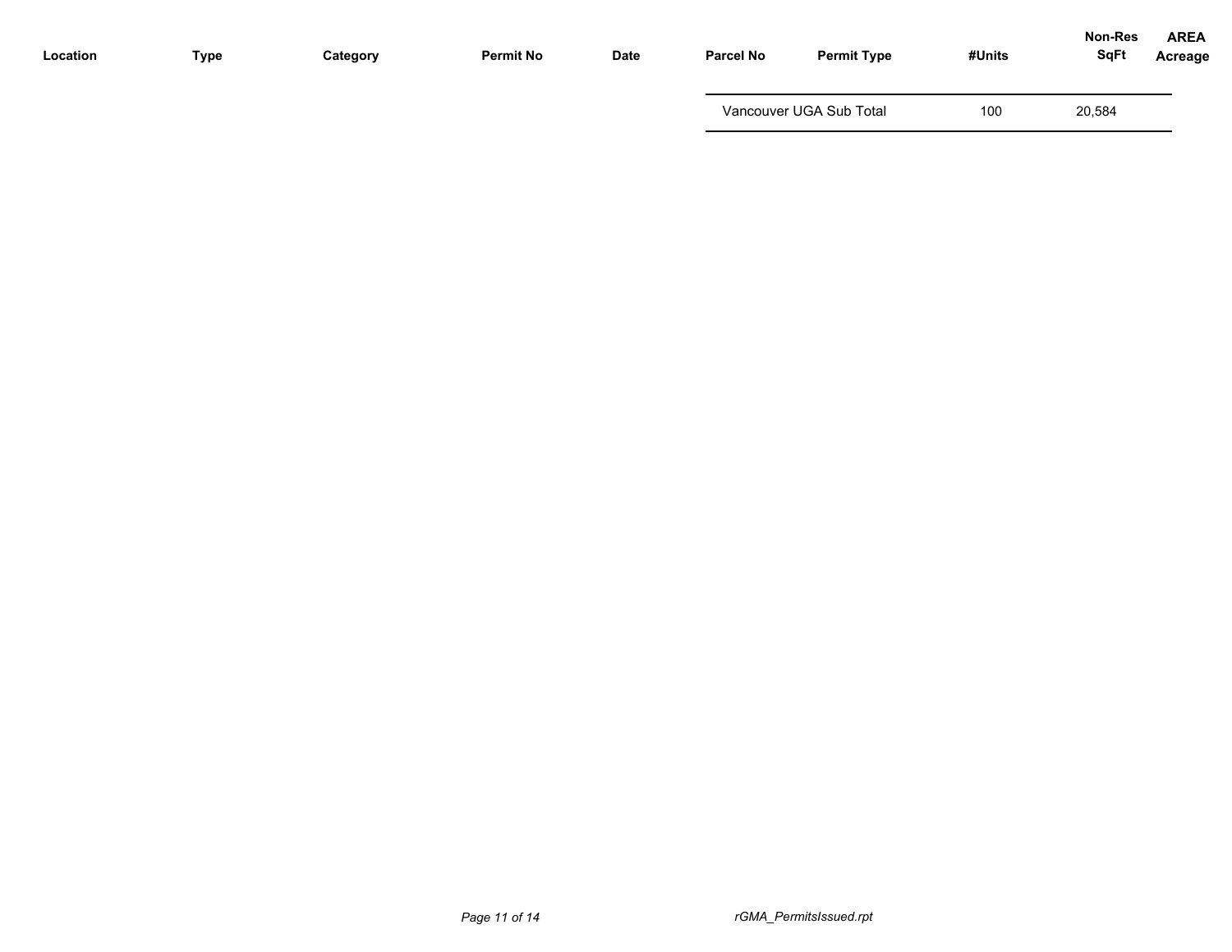| Location | Type | Category | Permit No | Date | Parcel No | Permit Type | #Units | Non-Res SqFt | AREA Acreage |
|---|---|---|---|---|---|---|---|---|---|
| | | | | | Vancouver UGA Sub Total | | 100 | 20,584 | |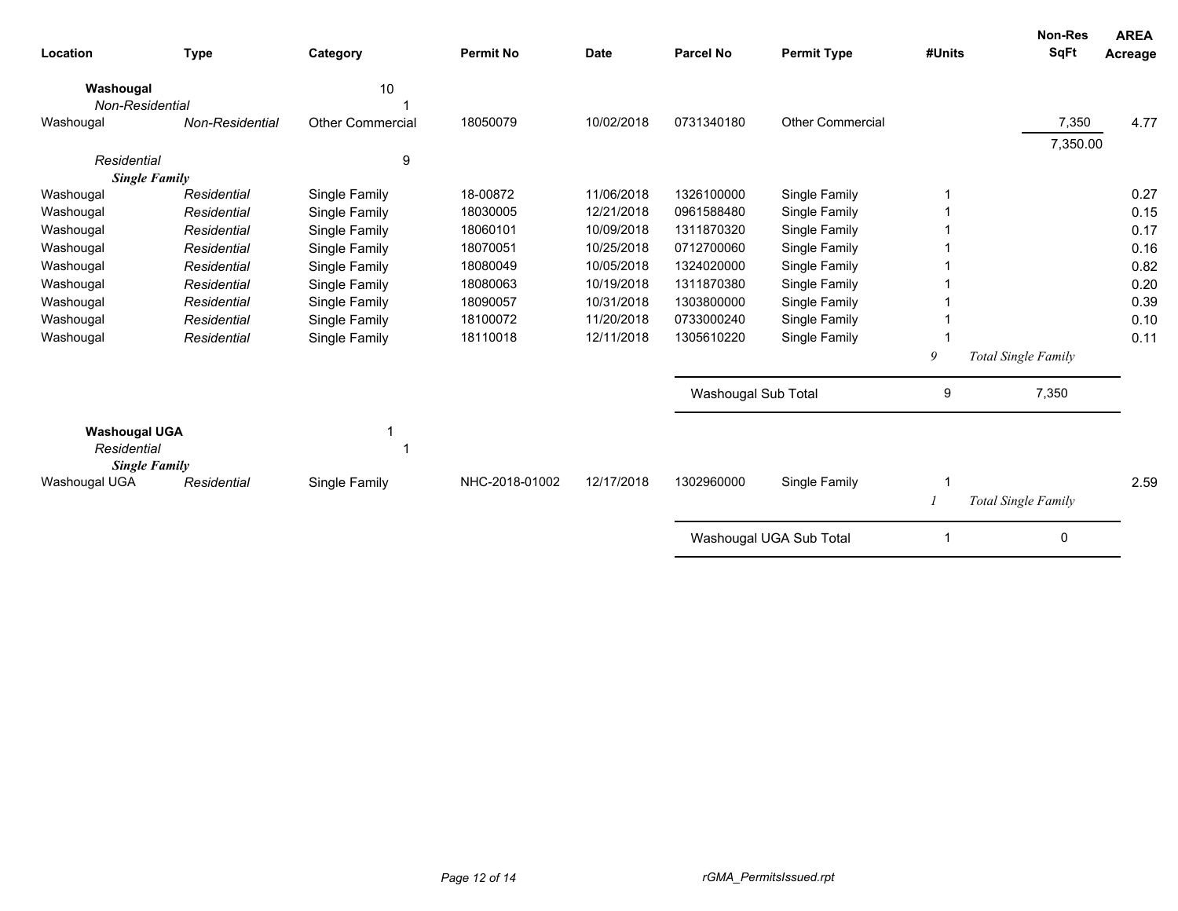| Location | Type | Category | Permit No | Date | Parcel No | Permit Type | #Units | Non-Res SqFt | AREA Acreage |
|---|---|---|---|---|---|---|---|---|---|
| **Washougal** | | 10 | | | | | | | |
| *Non-Residential* | | 1 | | | | | | | |
| Washougal | *Non-Residential* | Other Commercial | 18050079 | 10/02/2018 | 0731340180 | Other Commercial | | 7,350 | 4.77 |
| | | | | | | | | 7,350.00 | |
| *Residential* | | 9 | | | | | | | |
| ***Single Family*** | | | | | | | | | |
| Washougal | *Residential* | Single Family | 18-00872 | 11/06/2018 | 1326100000 | Single Family | 1 | | 0.27 |
| Washougal | *Residential* | Single Family | 18030005 | 12/21/2018 | 0961588480 | Single Family | 1 | | 0.15 |
| Washougal | *Residential* | Single Family | 18060101 | 10/09/2018 | 1311870320 | Single Family | 1 | | 0.17 |
| Washougal | *Residential* | Single Family | 18070051 | 10/25/2018 | 0712700060 | Single Family | 1 | | 0.16 |
| Washougal | *Residential* | Single Family | 18080049 | 10/05/2018 | 1324020000 | Single Family | 1 | | 0.82 |
| Washougal | *Residential* | Single Family | 18080063 | 10/19/2018 | 1311870380 | Single Family | 1 | | 0.20 |
| Washougal | *Residential* | Single Family | 18090057 | 10/31/2018 | 1303800000 | Single Family | 1 | | 0.39 |
| Washougal | *Residential* | Single Family | 18100072 | 11/20/2018 | 0733000240 | Single Family | 1 | | 0.10 |
| Washougal | *Residential* | Single Family | 18110018 | 12/11/2018 | 1305610220 | Single Family | 1 | | 0.11 |
| | | | | | | | *9* | *Total Single Family* | |
| | | | | | Washougal Sub Total | | 9 | 7,350 | |
| **Washougal UGA** | | 1 | | | | | | | |
| *Residential* | | 1 | | | | | | | |
| ***Single Family*** | | | | | | | | | |
| Washougal UGA | *Residential* | Single Family | NHC-2018-01002 | 12/17/2018 | 1302960000 | Single Family | 1 | | 2.59 |
| | | | | | | | *1* | *Total Single Family* | |
| | | | | | Washougal UGA Sub Total | | 1 | 0 | |

rGMA_PermitsIssued.rpt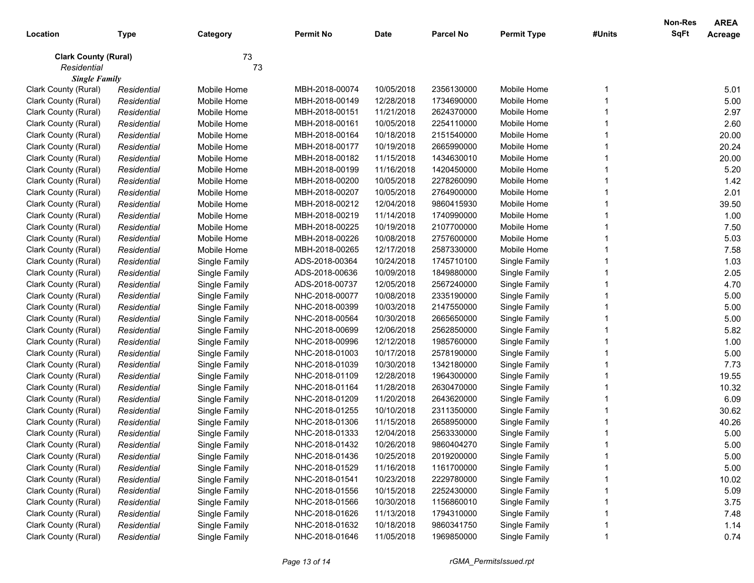| Location | Type | Category | Permit No | Date | Parcel No | Permit Type | #Units | Non-Res SqFt | AREA Acreage |
|---|---|---|---|---|---|---|---|---|---|
| **Clark County (Rural)** | | 73 | | | | | | | |
| *Residential* | | 73 | | | | | | | |
| ***Single Family*** | | | | | | | | | |
| Clark County (Rural) | *Residential* | Mobile Home | MBH-2018-00074 | 10/05/2018 | 2356130000 | Mobile Home | 1 | | 5.01 |
| Clark County (Rural) | *Residential* | Mobile Home | MBH-2018-00149 | 12/28/2018 | 1734690000 | Mobile Home | 1 | | 5.00 |
| Clark County (Rural) | *Residential* | Mobile Home | MBH-2018-00151 | 11/21/2018 | 2624370000 | Mobile Home | 1 | | 2.97 |
| Clark County (Rural) | *Residential* | Mobile Home | MBH-2018-00161 | 10/05/2018 | 2254110000 | Mobile Home | 1 | | 2.60 |
| Clark County (Rural) | *Residential* | Mobile Home | MBH-2018-00164 | 10/18/2018 | 2151540000 | Mobile Home | 1 | | 20.00 |
| Clark County (Rural) | *Residential* | Mobile Home | MBH-2018-00177 | 10/19/2018 | 2665990000 | Mobile Home | 1 | | 20.24 |
| Clark County (Rural) | *Residential* | Mobile Home | MBH-2018-00182 | 11/15/2018 | 1434630010 | Mobile Home | 1 | | 20.00 |
| Clark County (Rural) | *Residential* | Mobile Home | MBH-2018-00199 | 11/16/2018 | 1420450000 | Mobile Home | 1 | | 5.20 |
| Clark County (Rural) | *Residential* | Mobile Home | MBH-2018-00200 | 10/05/2018 | 2278260090 | Mobile Home | 1 | | 1.42 |
| Clark County (Rural) | *Residential* | Mobile Home | MBH-2018-00207 | 10/05/2018 | 2764900000 | Mobile Home | 1 | | 2.01 |
| Clark County (Rural) | *Residential* | Mobile Home | MBH-2018-00212 | 12/04/2018 | 9860415930 | Mobile Home | 1 | | 39.50 |
| Clark County (Rural) | *Residential* | Mobile Home | MBH-2018-00219 | 11/14/2018 | 1740990000 | Mobile Home | 1 | | 1.00 |
| Clark County (Rural) | *Residential* | Mobile Home | MBH-2018-00225 | 10/19/2018 | 2107700000 | Mobile Home | 1 | | 7.50 |
| Clark County (Rural) | *Residential* | Mobile Home | MBH-2018-00226 | 10/08/2018 | 2757600000 | Mobile Home | 1 | | 5.03 |
| Clark County (Rural) | *Residential* | Mobile Home | MBH-2018-00265 | 12/17/2018 | 2587330000 | Mobile Home | 1 | | 7.58 |
| Clark County (Rural) | *Residential* | Single Family | ADS-2018-00364 | 10/24/2018 | 1745710100 | Single Family | 1 | | 1.03 |
| Clark County (Rural) | *Residential* | Single Family | ADS-2018-00636 | 10/09/2018 | 1849880000 | Single Family | 1 | | 2.05 |
| Clark County (Rural) | *Residential* | Single Family | ADS-2018-00737 | 12/05/2018 | 2567240000 | Single Family | 1 | | 4.70 |
| Clark County (Rural) | *Residential* | Single Family | NHC-2018-00077 | 10/08/2018 | 2335190000 | Single Family | 1 | | 5.00 |
| Clark County (Rural) | *Residential* | Single Family | NHC-2018-00399 | 10/03/2018 | 2147550000 | Single Family | 1 | | 5.00 |
| Clark County (Rural) | *Residential* | Single Family | NHC-2018-00564 | 10/30/2018 | 2665650000 | Single Family | 1 | | 5.00 |
| Clark County (Rural) | *Residential* | Single Family | NHC-2018-00699 | 12/06/2018 | 2562850000 | Single Family | 1 | | 5.82 |
| Clark County (Rural) | *Residential* | Single Family | NHC-2018-00996 | 12/12/2018 | 1985760000 | Single Family | 1 | | 1.00 |
| Clark County (Rural) | *Residential* | Single Family | NHC-2018-01003 | 10/17/2018 | 2578190000 | Single Family | 1 | | 5.00 |
| Clark County (Rural) | *Residential* | Single Family | NHC-2018-01039 | 10/30/2018 | 1342180000 | Single Family | 1 | | 7.73 |
| Clark County (Rural) | *Residential* | Single Family | NHC-2018-01109 | 12/28/2018 | 1964300000 | Single Family | 1 | | 19.55 |
| Clark County (Rural) | *Residential* | Single Family | NHC-2018-01164 | 11/28/2018 | 2630470000 | Single Family | 1 | | 10.32 |
| Clark County (Rural) | *Residential* | Single Family | NHC-2018-01209 | 11/20/2018 | 2643620000 | Single Family | 1 | | 6.09 |
| Clark County (Rural) | *Residential* | Single Family | NHC-2018-01255 | 10/10/2018 | 2311350000 | Single Family | 1 | | 30.62 |
| Clark County (Rural) | *Residential* | Single Family | NHC-2018-01306 | 11/15/2018 | 2658950000 | Single Family | 1 | | 40.26 |
| Clark County (Rural) | *Residential* | Single Family | NHC-2018-01333 | 12/04/2018 | 2563330000 | Single Family | 1 | | 5.00 |
| Clark County (Rural) | *Residential* | Single Family | NHC-2018-01432 | 10/26/2018 | 9860404270 | Single Family | 1 | | 5.00 |
| Clark County (Rural) | *Residential* | Single Family | NHC-2018-01436 | 10/25/2018 | 2019200000 | Single Family | 1 | | 5.00 |
| Clark County (Rural) | *Residential* | Single Family | NHC-2018-01529 | 11/16/2018 | 1161700000 | Single Family | 1 | | 5.00 |
| Clark County (Rural) | *Residential* | Single Family | NHC-2018-01541 | 10/23/2018 | 2229780000 | Single Family | 1 | | 10.02 |
| Clark County (Rural) | *Residential* | Single Family | NHC-2018-01556 | 10/15/2018 | 2252430000 | Single Family | 1 | | 5.09 |
| Clark County (Rural) | *Residential* | Single Family | NHC-2018-01566 | 10/30/2018 | 1156860010 | Single Family | 1 | | 3.75 |
| Clark County (Rural) | *Residential* | Single Family | NHC-2018-01626 | 11/13/2018 | 1794310000 | Single Family | 1 | | 7.48 |
| Clark County (Rural) | *Residential* | Single Family | NHC-2018-01632 | 10/18/2018 | 9860341750 | Single Family | 1 | | 1.14 |
| Clark County (Rural) | *Residential* | Single Family | NHC-2018-01646 | 11/05/2018 | 1969850000 | Single Family | 1 | | 0.74 |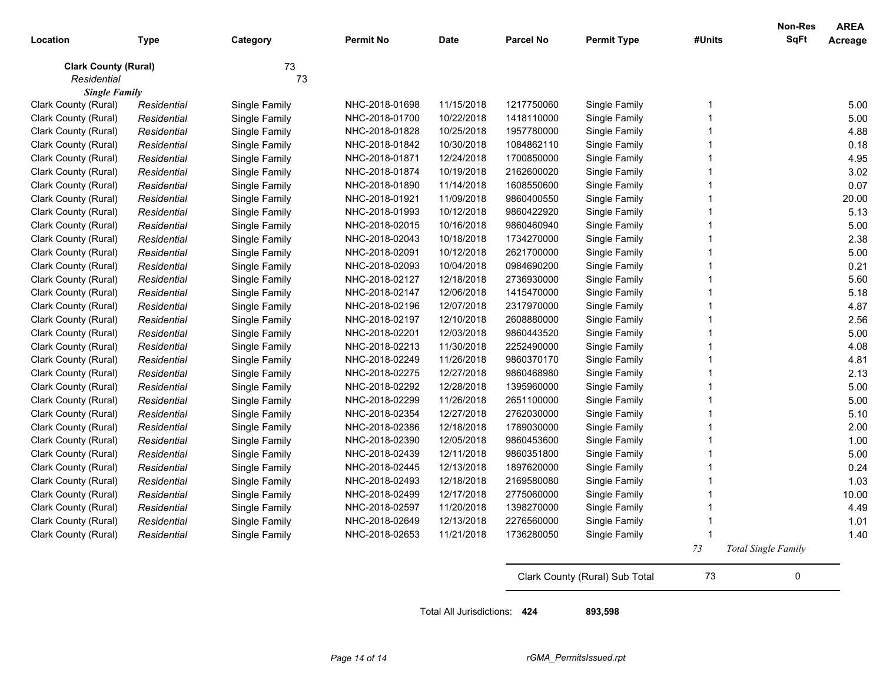| Location | Type | Category | Permit No | Date | Parcel No | Permit Type | #Units | Non-Res SqFt | AREA Acreage |
|---|---|---|---|---|---|---|---|---|---|
| **Clark County (Rural)** | | 73 | | | | | | | |
| *Residential* | | 73 | | | | | | | |
| ***Single Family*** | | | | | | | | | |
| Clark County (Rural) | *Residential* | Single Family | NHC-2018-01698 | 11/15/2018 | 1217750060 | Single Family | 1 | | 5.00 |
| Clark County (Rural) | *Residential* | Single Family | NHC-2018-01700 | 10/22/2018 | 1418110000 | Single Family | 1 | | 5.00 |
| Clark County (Rural) | *Residential* | Single Family | NHC-2018-01828 | 10/25/2018 | 1957780000 | Single Family | 1 | | 4.88 |
| Clark County (Rural) | *Residential* | Single Family | NHC-2018-01842 | 10/30/2018 | 1084862110 | Single Family | 1 | | 0.18 |
| Clark County (Rural) | *Residential* | Single Family | NHC-2018-01871 | 12/24/2018 | 1700850000 | Single Family | 1 | | 4.95 |
| Clark County (Rural) | *Residential* | Single Family | NHC-2018-01874 | 10/19/2018 | 2162600020 | Single Family | 1 | | 3.02 |
| Clark County (Rural) | *Residential* | Single Family | NHC-2018-01890 | 11/14/2018 | 1608550600 | Single Family | 1 | | 0.07 |
| Clark County (Rural) | *Residential* | Single Family | NHC-2018-01921 | 11/09/2018 | 9860400550 | Single Family | 1 | | 20.00 |
| Clark County (Rural) | *Residential* | Single Family | NHC-2018-01993 | 10/12/2018 | 9860422920 | Single Family | 1 | | 5.13 |
| Clark County (Rural) | *Residential* | Single Family | NHC-2018-02015 | 10/16/2018 | 9860460940 | Single Family | 1 | | 5.00 |
| Clark County (Rural) | *Residential* | Single Family | NHC-2018-02043 | 10/18/2018 | 1734270000 | Single Family | 1 | | 2.38 |
| Clark County (Rural) | *Residential* | Single Family | NHC-2018-02091 | 10/12/2018 | 2621700000 | Single Family | 1 | | 5.00 |
| Clark County (Rural) | *Residential* | Single Family | NHC-2018-02093 | 10/04/2018 | 0984690200 | Single Family | 1 | | 0.21 |
| Clark County (Rural) | *Residential* | Single Family | NHC-2018-02127 | 12/18/2018 | 2736930000 | Single Family | 1 | | 5.60 |
| Clark County (Rural) | *Residential* | Single Family | NHC-2018-02147 | 12/06/2018 | 1415470000 | Single Family | 1 | | 5.18 |
| Clark County (Rural) | *Residential* | Single Family | NHC-2018-02196 | 12/07/2018 | 2317970000 | Single Family | 1 | | 4.87 |
| Clark County (Rural) | *Residential* | Single Family | NHC-2018-02197 | 12/10/2018 | 2608880000 | Single Family | 1 | | 2.56 |
| Clark County (Rural) | *Residential* | Single Family | NHC-2018-02201 | 12/03/2018 | 9860443520 | Single Family | 1 | | 5.00 |
| Clark County (Rural) | *Residential* | Single Family | NHC-2018-02213 | 11/30/2018 | 2252490000 | Single Family | 1 | | 4.08 |
| Clark County (Rural) | *Residential* | Single Family | NHC-2018-02249 | 11/26/2018 | 9860370170 | Single Family | 1 | | 4.81 |
| Clark County (Rural) | *Residential* | Single Family | NHC-2018-02275 | 12/27/2018 | 9860468980 | Single Family | 1 | | 2.13 |
| Clark County (Rural) | *Residential* | Single Family | NHC-2018-02292 | 12/28/2018 | 1395960000 | Single Family | 1 | | 5.00 |
| Clark County (Rural) | *Residential* | Single Family | NHC-2018-02299 | 11/26/2018 | 2651100000 | Single Family | 1 | | 5.00 |
| Clark County (Rural) | *Residential* | Single Family | NHC-2018-02354 | 12/27/2018 | 2762030000 | Single Family | 1 | | 5.10 |
| Clark County (Rural) | *Residential* | Single Family | NHC-2018-02386 | 12/18/2018 | 1789030000 | Single Family | 1 | | 2.00 |
| Clark County (Rural) | *Residential* | Single Family | NHC-2018-02390 | 12/05/2018 | 9860453600 | Single Family | 1 | | 1.00 |
| Clark County (Rural) | *Residential* | Single Family | NHC-2018-02439 | 12/11/2018 | 9860351800 | Single Family | 1 | | 5.00 |
| Clark County (Rural) | *Residential* | Single Family | NHC-2018-02445 | 12/13/2018 | 1897620000 | Single Family | 1 | | 0.24 |
| Clark County (Rural) | *Residential* | Single Family | NHC-2018-02493 | 12/18/2018 | 2169580080 | Single Family | 1 | | 1.03 |
| Clark County (Rural) | *Residential* | Single Family | NHC-2018-02499 | 12/17/2018 | 2775060000 | Single Family | 1 | | 10.00 |
| Clark County (Rural) | *Residential* | Single Family | NHC-2018-02597 | 11/20/2018 | 1398270000 | Single Family | 1 | | 4.49 |
| Clark County (Rural) | *Residential* | Single Family | NHC-2018-02649 | 12/13/2018 | 2276560000 | Single Family | 1 | | 1.01 |
| Clark County (Rural) | *Residential* | Single Family | NHC-2018-02653 | 11/21/2018 | 1736280050 | Single Family | 1 | | 1.40 |
| | | | | | | | *73* | *Total Single Family* | |
| | | | | | Clark County (Rural) Sub Total | | 73 | 0 | |

Total All Jurisdictions: **424** **893,598**